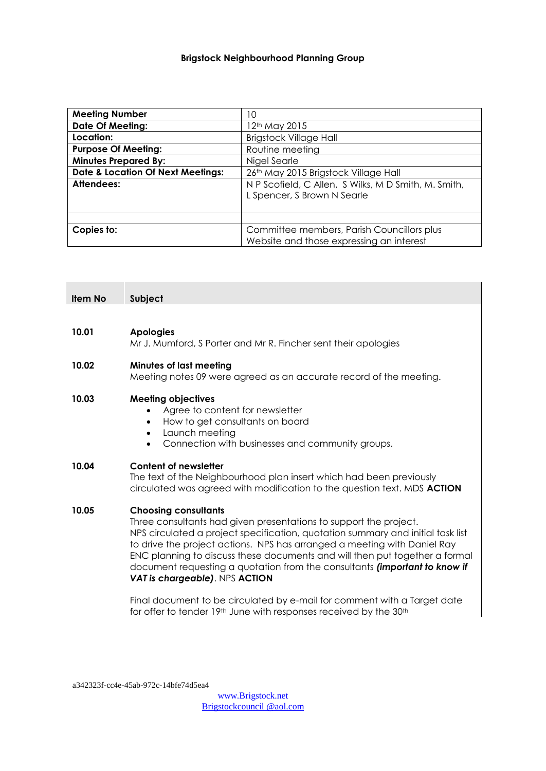**Brigstock Neighbourhood Planning Group**

| | |
|---|---|
| **Meeting Number** | 10 |
| **Date Of Meeting:** | 12th May 2015 |
| **Location:** | Brigstock Village Hall |
| **Purpose Of Meeting:** | Routine meeting |
| **Minutes Prepared By:** | Nigel Searle |
| **Date & Location Of Next Meetings:** | 26th May 2015 Brigstock Village Hall |
| **Attendees:** | N P Scofield, C Allen, S Wilks, M D Smith, M. Smith, L Spencer, S Brown N Searle |
| | |
| **Copies to:** | Committee members, Parish Councillors plus Website and those expressing an interest |

| Item No | Subject |
|---|---|

**10.01** **Apologies**
Mr J. Mumford, S Porter and Mr R. Fincher sent their apologies

**10.02** **Minutes of last meeting**
Meeting notes 09 were agreed as an accurate record of the meeting.

**10.03** **Meeting objectives**

- Agree to content for newsletter
- How to get consultants on board
- Launch meeting
- Connection with businesses and community groups.

**10.04** **Content of newsletter**
The text of the Neighbourhood plan insert which had been previously circulated was agreed with modification to the question text. MDS **ACTION**

**10.05** **Choosing consultants**
Three consultants had given presentations to support the project. NPS circulated a project specification, quotation summary and initial task list to drive the project actions. NPS has arranged a meeting with Daniel Ray ENC planning to discuss these documents and will then put together a formal document requesting a quotation from the consultants ***(important to know if VAT is chargeable)***. NPS **ACTION**

Final document to be circulated by e-mail for comment with a Target date for offer to tender 19th June with responses received by the 30th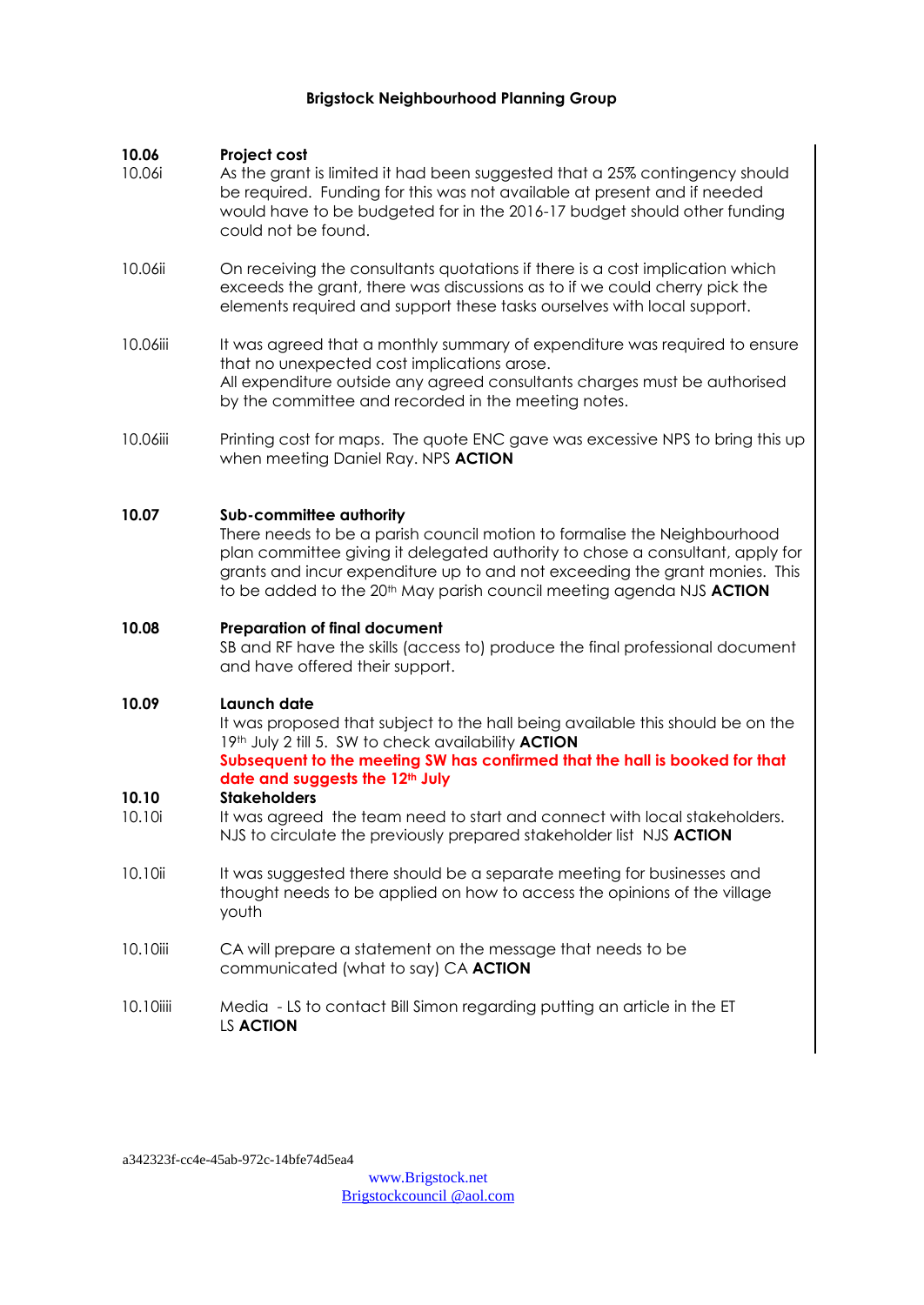**Brigstock Neighbourhood Planning Group**

**10.06** **Project cost**

10.06i As the grant is limited it had been suggested that a 25% contingency should be required. Funding for this was not available at present and if needed would have to be budgeted for in the 2016-17 budget should other funding could not be found.

10.06ii On receiving the consultants quotations if there is a cost implication which exceeds the grant, there was discussions as to if we could cherry pick the elements required and support these tasks ourselves with local support.

10.06iii It was agreed that a monthly summary of expenditure was required to ensure that no unexpected cost implications arose.
All expenditure outside any agreed consultants charges must be authorised by the committee and recorded in the meeting notes.

10.06iii Printing cost for maps. The quote ENC gave was excessive NPS to bring this up when meeting Daniel Ray. NPS **ACTION**

**10.07** **Sub-committee authority**
There needs to be a parish council motion to formalise the Neighbourhood plan committee giving it delegated authority to chose a consultant, apply for grants and incur expenditure up to and not exceeding the grant monies. This to be added to the 20th May parish council meeting agenda NJS **ACTION**

**10.08** **Preparation of final document**
SB and RF have the skills (access to) produce the final professional document and have offered their support.

**10.09** **Launch date**
It was proposed that subject to the hall being available this should be on the 19th July 2 till 5. SW to check availability **ACTION**
**Subsequent to the meeting SW has confirmed that the hall is booked for that date and suggests the 12th July**

**10.10** **Stakeholders**

10.10i It was agreed the team need to start and connect with local stakeholders. NJS to circulate the previously prepared stakeholder list NJS **ACTION**

10.10ii It was suggested there should be a separate meeting for businesses and thought needs to be applied on how to access the opinions of the village youth

10.10iii CA will prepare a statement on the message that needs to be communicated (what to say) CA **ACTION**

10.10iiii Media - LS to contact Bill Simon regarding putting an article in the ET
LS **ACTION**

a342323f-cc4e-45ab-972c-14bfe74d5ea4

www.Brigstock.net
Brigstockcouncil @aol.com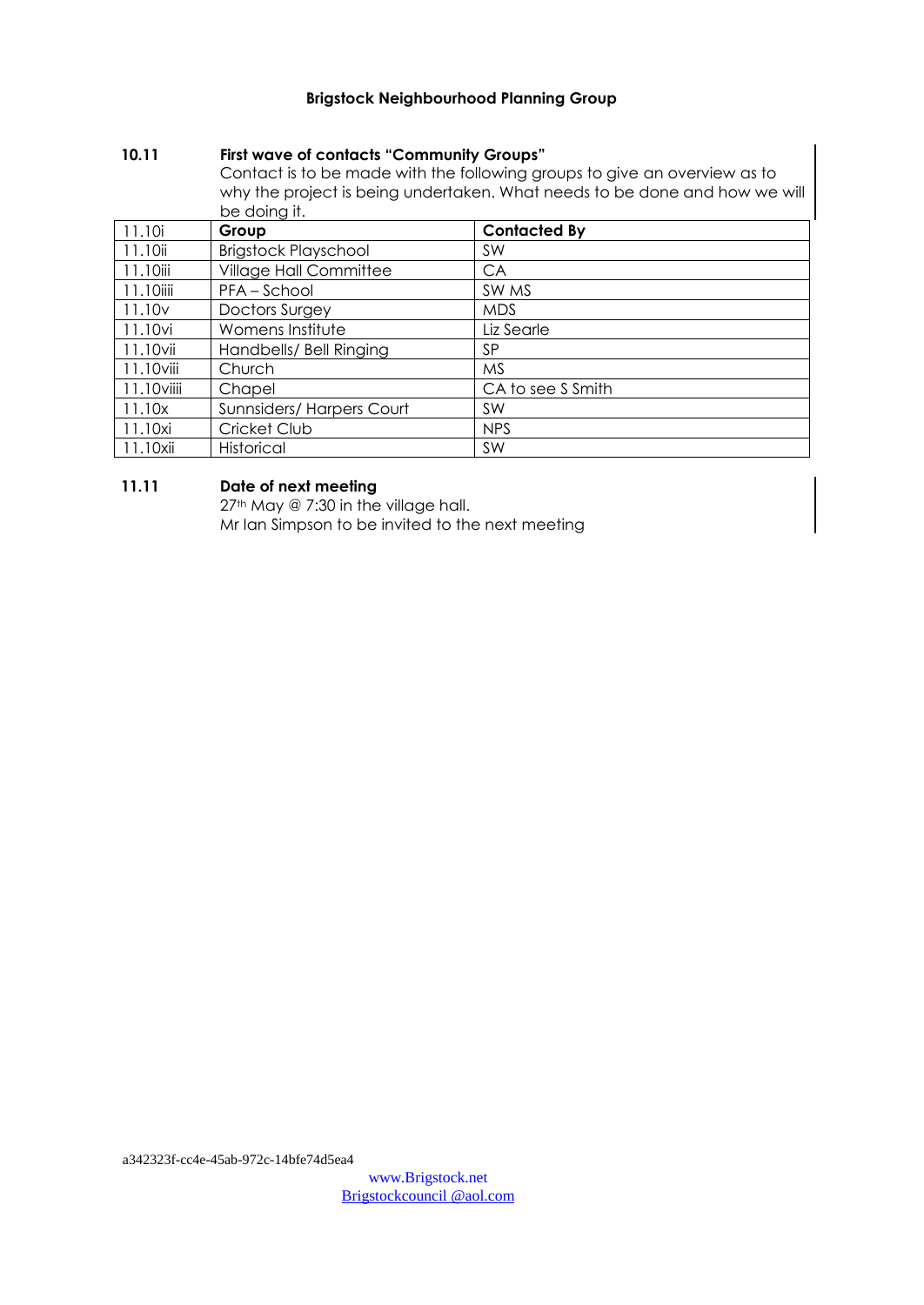**Brigstock Neighbourhood Planning Group**

**10.11 First wave of contacts "Community Groups"**

Contact is to be made with the following groups to give an overview as to why the project is being undertaken. What needs to be done and how we will be doing it.

| 11.10i | **Group** | **Contacted By** |
|---|---|---|
| 11.10ii | Brigstock Playschool | SW |
| 11.10iii | Village Hall Committee | CA |
| 11.10iiii | PFA – School | SW MS |
| 11.10v | Doctors Surgey | MDS |
| 11.10vi | Womens Institute | Liz Searle |
| 11.10vii | Handbells/ Bell Ringing | SP |
| 11.10viii | Church | MS |
| 11.10viiii | Chapel | CA to see S Smith |
| 11.10x | Sunnsiders/ Harpers Court | SW |
| 11.10xi | Cricket Club | NPS |
| 11.10xii | Historical | SW |

**11.11 Date of next meeting**

27th May @ 7:30 in the village hall.
Mr Ian Simpson to be invited to the next meeting

a342323f-cc4e-45ab-972c-14bfe74d5ea4

www.Brigstock.net
Brigstockcouncil @aol.com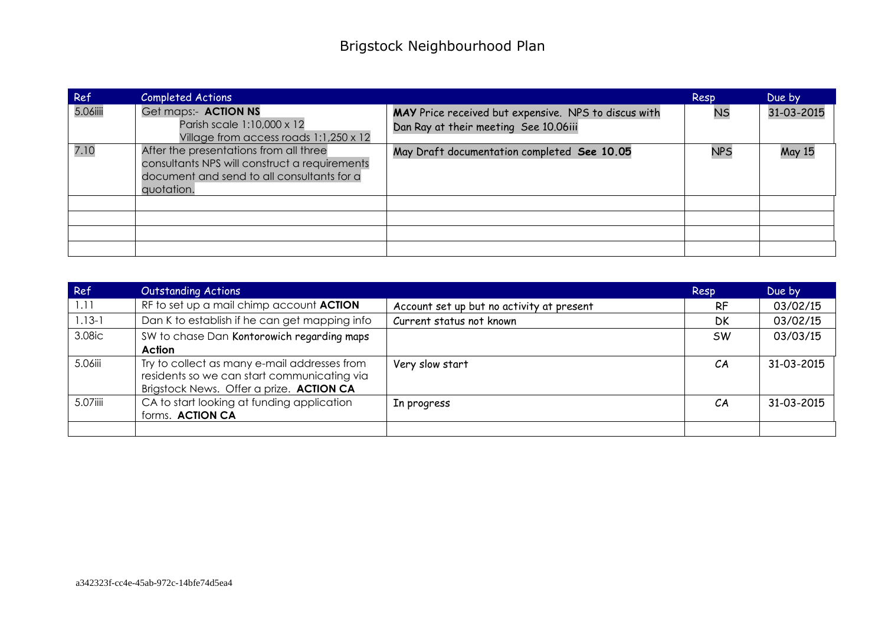# Brigstock Neighbourhood Plan

| Ref | Completed Actions | | Resp | Due by |
|---|---|---|---|---|
| 5.06iiii | Get maps:- **ACTION NS**<br>Parish scale 1:10,000 x 12<br>Village from access roads 1:1,250 x 12 | **MAY** Price received but expensive. NPS to discus with Dan Ray at their meeting See 10.06iii | NS | 31-03-2015 |
| 7.10 | After the presentations from all three consultants NPS will construct a requirements document and send to all consultants for a quotation. | May Draft documentation completed **See 10.05** | NPS | May 15 |
| | | | | |
| | | | | |
| | | | | |
| | | | | |

| Ref | Outstanding Actions | | Resp | Due by |
|---|---|---|---|---|
| 1.11 | RF to set up a mail chimp account **ACTION** | Account set up but no activity at present | RF | 03/02/15 |
| 1.13-1 | Dan K to establish if he can get mapping info | Current status not known | DK | 03/02/15 |
| 3.08ic | SW to chase Dan Kontorowich regarding maps **Action** | | SW | 03/03/15 |
| 5.06iii | Try to collect as many e-mail addresses from residents so we can start communicating via Brigstock News. Offer a prize. **ACTION CA** | Very slow start | CA | 31-03-2015 |
| 5.07iiii | CA to start looking at funding application forms. **ACTION CA** | In progress | CA | 31-03-2015 |
| | | | | |

a342323f-cc4e-45ab-972c-14bfe74d5ea4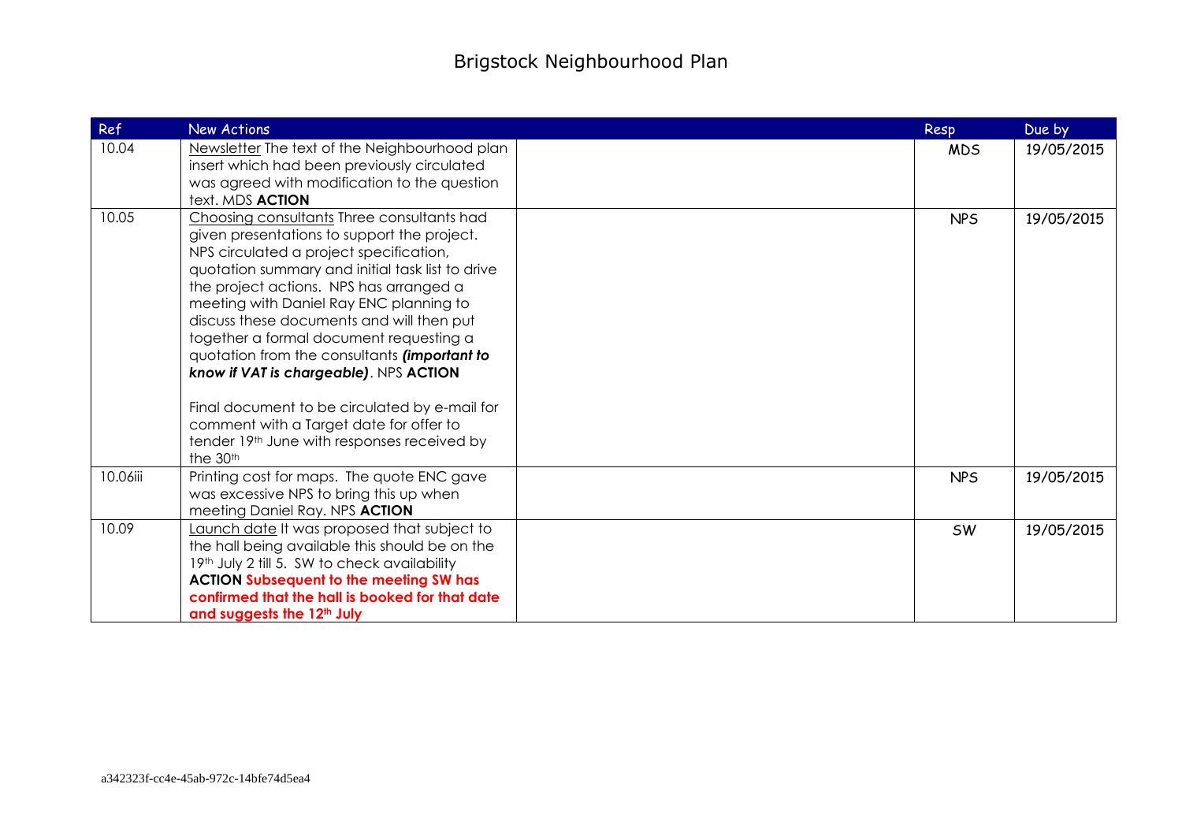# Brigstock Neighbourhood Plan

| Ref | New Actions | | Resp | Due by |
|---|---|---|---|---|
| 10.04 | Newsletter The text of the Neighbourhood plan insert which had been previously circulated was agreed with modification to the question text. MDS **ACTION** | | MDS | 19/05/2015 |
| 10.05 | Choosing consultants Three consultants had given presentations to support the project. NPS circulated a project specification, quotation summary and initial task list to drive the project actions. NPS has arranged a meeting with Daniel Ray ENC planning to discuss these documents and will then put together a formal document requesting a quotation from the consultants ***(important to know if VAT is chargeable)***. NPS **ACTION**<br><br>Final document to be circulated by e-mail for comment with a Target date for offer to tender 19th June with responses received by the 30th | | NPS | 19/05/2015 |
| 10.06iii | Printing cost for maps. The quote ENC gave was excessive NPS to bring this up when meeting Daniel Ray. NPS **ACTION** | | NPS | 19/05/2015 |
| 10.09 | Launch date It was proposed that subject to the hall being available this should be on the 19th July 2 till 5. SW to check availability **ACTION** **Subsequent to the meeting SW has confirmed that the hall is booked for that date and suggests the 12th July** | | SW | 19/05/2015 |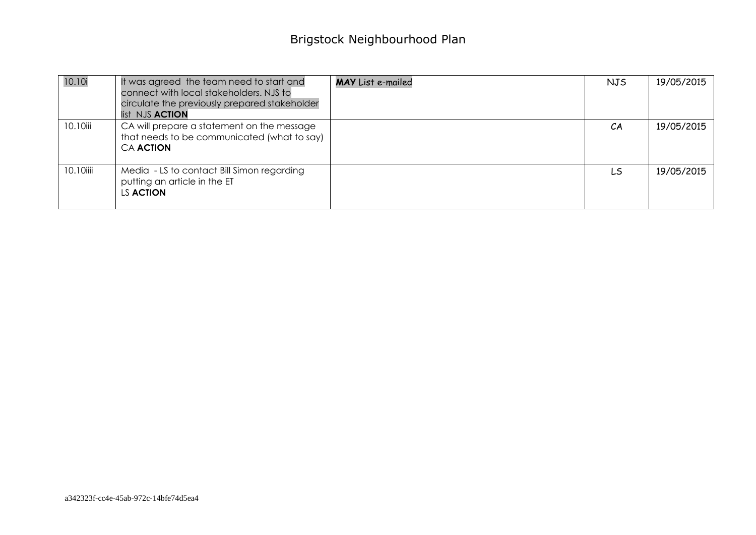| | | | | |
|---|---|---|---|---|
| 10.10i | It was agreed the team need to start and connect with local stakeholders. NJS to circulate the previously prepared stakeholder list NJS **ACTION** | **MAY** List e-mailed | NJS | 19/05/2015 |
| 10.10iii | CA will prepare a statement on the message that needs to be communicated (what to say) CA **ACTION** | | CA | 19/05/2015 |
| 10.10iiii | Media - LS to contact Bill Simon regarding putting an article in the ET LS **ACTION** | | LS | 19/05/2015 |

a342323f-cc4e-45ab-972c-14bfe74d5ea4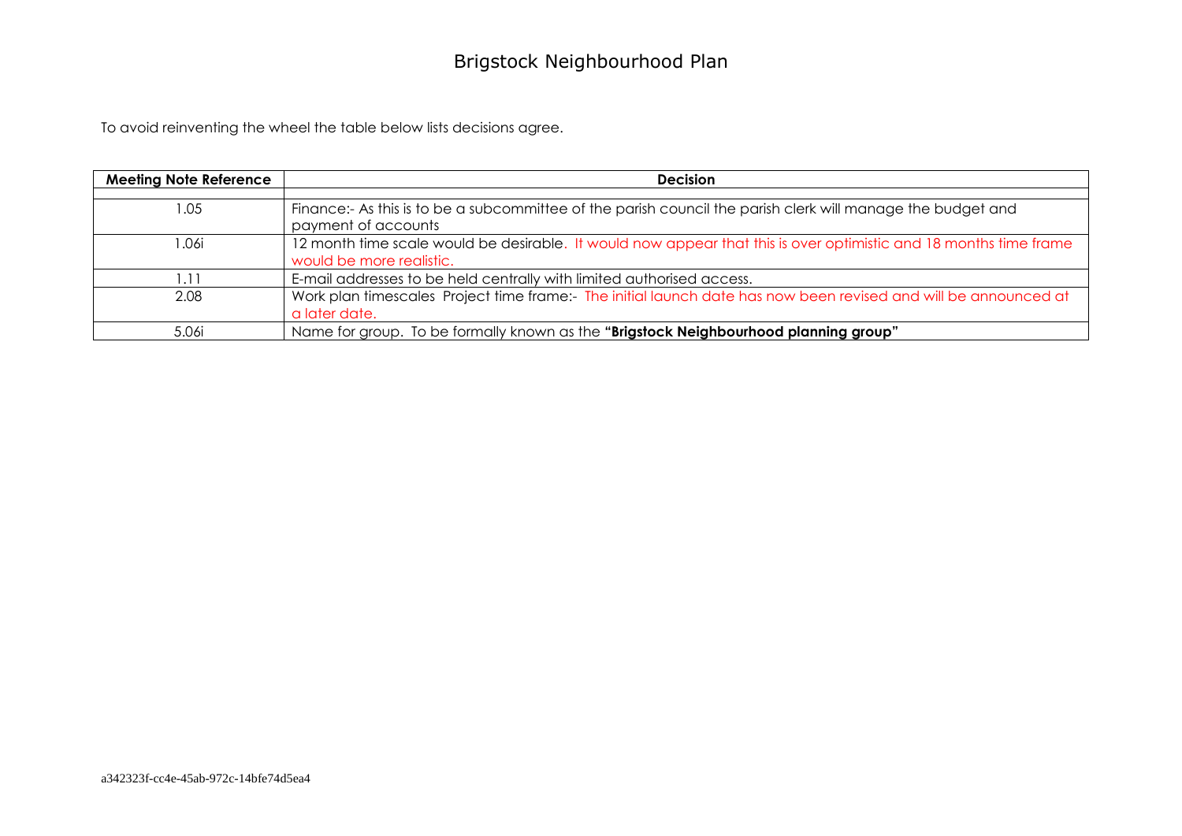# Brigstock Neighbourhood Plan

To avoid reinventing the wheel the table below lists decisions agree.

| Meeting Note Reference | Decision |
|---|---|
| | |
| 1.05 | Finance:- As this is to be a subcommittee of the parish council the parish clerk will manage the budget and payment of accounts |
| 1.06i | 12 month time scale would be desirable. It would now appear that this is over optimistic and 18 months time frame would be more realistic. |
| 1.11 | E-mail addresses to be held centrally with limited authorised access. |
| 2.08 | Work plan timescales Project time frame:- The initial launch date has now been revised and will be announced at a later date. |
| 5.06i | Name for group. To be formally known as the **"Brigstock Neighbourhood planning group"** |

a342323f-cc4e-45ab-972c-14bfe74d5ea4